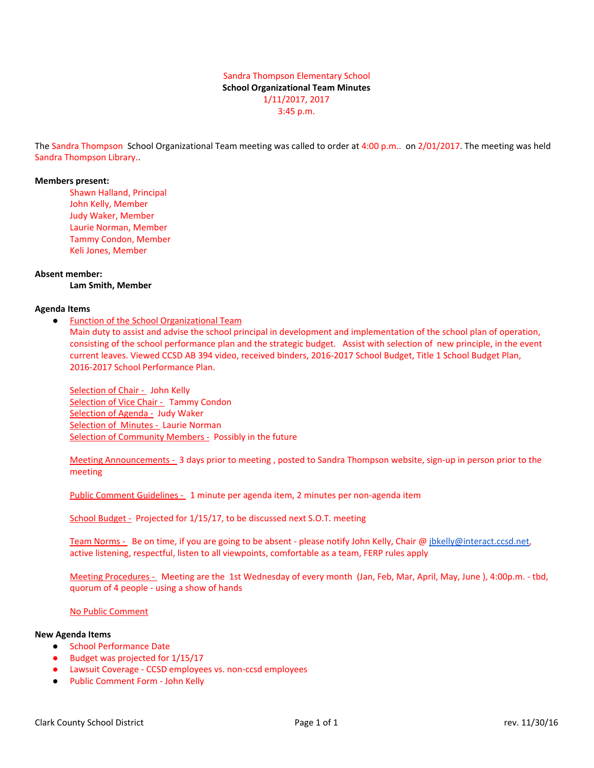Sandra Thompson Elementary School

**School Organizational Team Minutes**

1/11/2017, 2017

3:45 p.m.

The Sandra Thompson School Organizational Team meeting was called to order at 4:00 p.m.. on 2/01/2017. The meeting was held Sandra Thompson Library..

**Members present:**

Shawn Halland, Principal
John Kelly, Member
Judy Waker, Member
Laurie Norman, Member
Tammy Condon, Member
Keli Jones, Member

**Absent member:**

**Lam Smith, Member**

**Agenda Items**

- Function of the School Organizational Team
  Main duty to assist and advise the school principal in development and implementation of the school plan of operation, consisting of the school performance plan and the strategic budget. Assist with selection of new principle, in the event current leaves. Viewed CCSD AB 394 video, received binders, 2016-2017 School Budget, Title 1 School Budget Plan, 2016-2017 School Performance Plan.

  Selection of Chair - John Kelly
  Selection of Vice Chair - Tammy Condon
  Selection of Agenda - Judy Waker
  Selection of Minutes - Laurie Norman
  Selection of Community Members - Possibly in the future

  Meeting Announcements - 3 days prior to meeting , posted to Sandra Thompson website, sign-up in person prior to the meeting

  Public Comment Guidelines - 1 minute per agenda item, 2 minutes per non-agenda item

  School Budget - Projected for 1/15/17, to be discussed next S.O.T. meeting

  Team Norms - Be on time, if you are going to be absent - please notify John Kelly, Chair @ jbkelly@interact.ccsd.net, active listening, respectful, listen to all viewpoints, comfortable as a team, FERP rules apply

  Meeting Procedures - Meeting are the 1st Wednesday of every month (Jan, Feb, Mar, April, May, June ), 4:00p.m. - tbd, quorum of 4 people - using a show of hands

  No Public Comment

**New Agenda Items**

- School Performance Date
- Budget was projected for 1/15/17
- Lawsuit Coverage - CCSD employees vs. non-ccsd employees
- Public Comment Form - John Kelly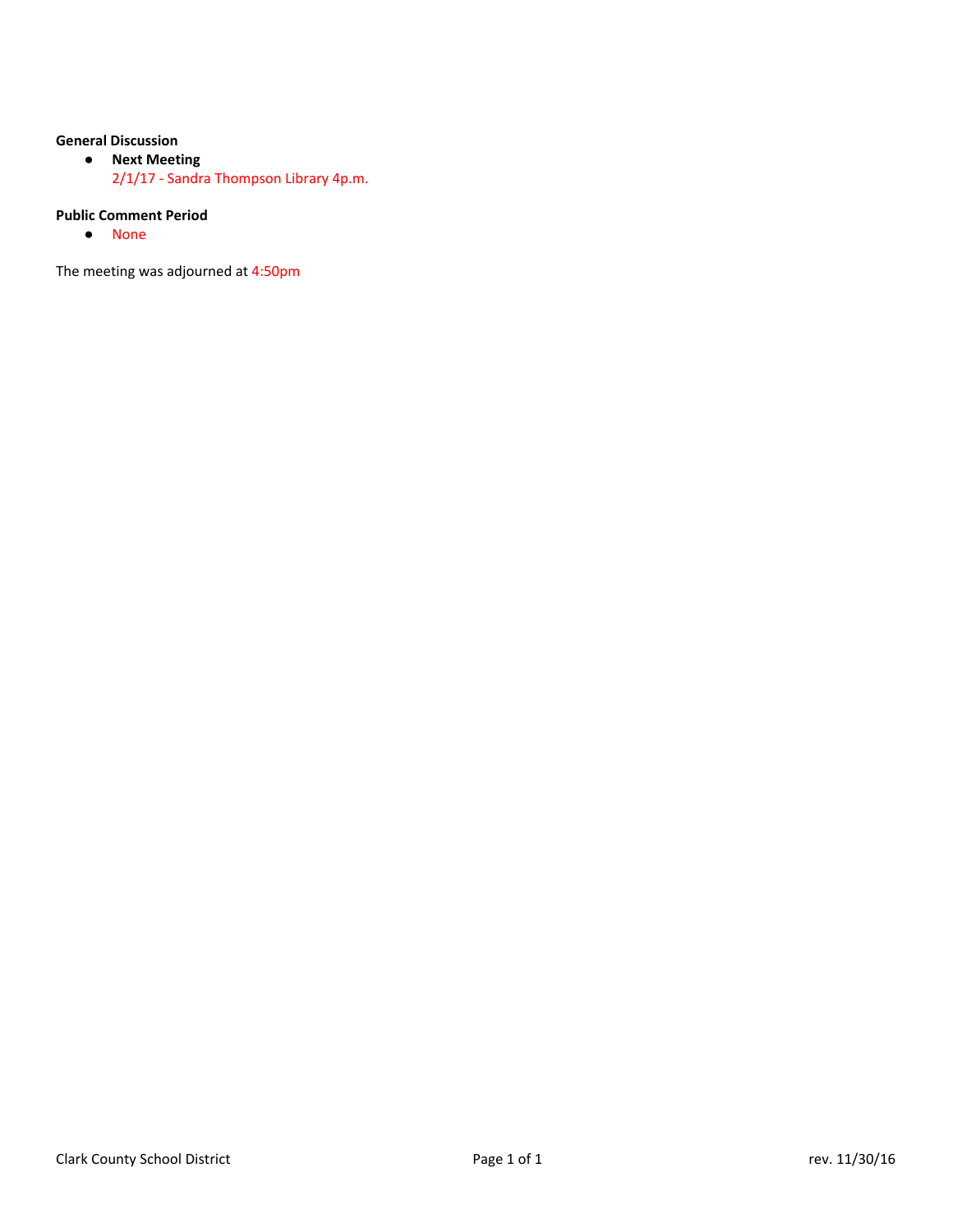**General Discussion**

- **Next Meeting**
  2/1/17 - Sandra Thompson Library 4p.m.

**Public Comment Period**

- None

The meeting was adjourned at 4:50pm